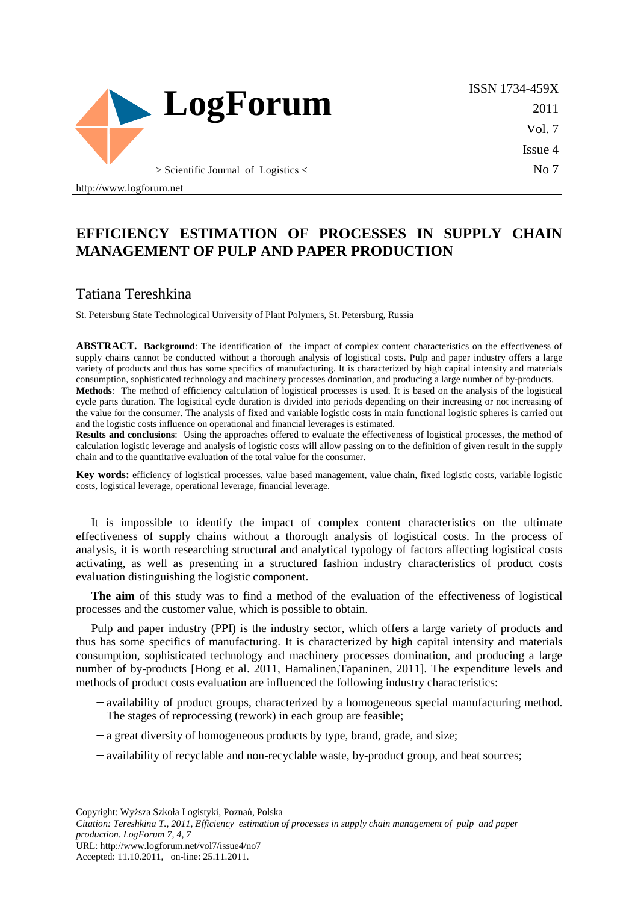# EFFICIENCY ESTIMATION OF PROCESSES IN SUPPLY CHAIN MANAGEMENT OF PULP AND PAPER PRODUCTION

## Tatiana Tereshkina

St. Petersburg State Technological University of Plant Polymers, St. Petersburg, Russia

**ABSTRACT. Background**: The identification of the impact of complex content characteristics on the effectiveness of supply chains cannot be conducted without a thorough analysis of logistical costs. Pulp and paper industry offers a large variety of products and thus has some specifics of manufacturing. It is characterized by high capital intensity and materials consumption, sophisticated technology and machinery processes domination, and producing a large number of by-products.

**Methods**: The method of efficiency calculation of logistical processes is used. It is based on the analysis of the logistical cycle parts duration. The logistical cycle duration is divided into periods depending on their increasing or not increasing of the value for the consumer. The analysis of fixed and variable logistic costs in main functional logistic spheres is carried out and the logistic costs influence on operational and financial leverages is estimated.

**Results and conclusions**: Using the approaches offered to evaluate the effectiveness of logistical processes, the method of calculation logistic leverage and analysis of logistic costs will allow passing on to the definition of given result in the supply chain and to the quantitative evaluation of the total value for the consumer.

**Key words:** efficiency of logistical processes, value based management, value chain, fixed logistic costs, variable logistic costs, logistical leverage, operational leverage, financial leverage.

It is impossible to identify the impact of complex content characteristics on the ultimate effectiveness of supply chains without a thorough analysis of logistical costs. In the process of analysis, it is worth researching structural and analytical typology of factors affecting logistical costs activating, as well as presenting in a structured fashion industry characteristics of product costs evaluation distinguishing the logistic component.

**The aim** of this study was to find a method of the evaluation of the effectiveness of logistical processes and the customer value, which is possible to obtain.

Pulp and paper industry (PPI) is the industry sector, which offers a large variety of products and thus has some specifics of manufacturing. It is characterized by high capital intensity and materials consumption, sophisticated technology and machinery processes domination, and producing a large number of by-products [Hong et al. 2011, Hamalinen,Tapaninen, 2011]. The expenditure levels and methods of product costs evaluation are influenced the following industry characteristics:

- availability of product groups, characterized by a homogeneous special manufacturing method. The stages of reprocessing (rework) in each group are feasible;
- a great diversity of homogeneous products by type, brand, grade, and size;
- availability of recyclable and non-recyclable waste, by-product group, and heat sources;

Copyright: Wyższa Szkoła Logistyki, Poznań, Polska

*Citation: Tereshkina T., 2011, Efficiency estimation of processes in supply chain management of pulp and paper production. LogForum 7, 4, 7*

URL: http://www.logforum.net/vol7/issue4/no7

Accepted: 11.10.2011, on-line: 25.11.2011.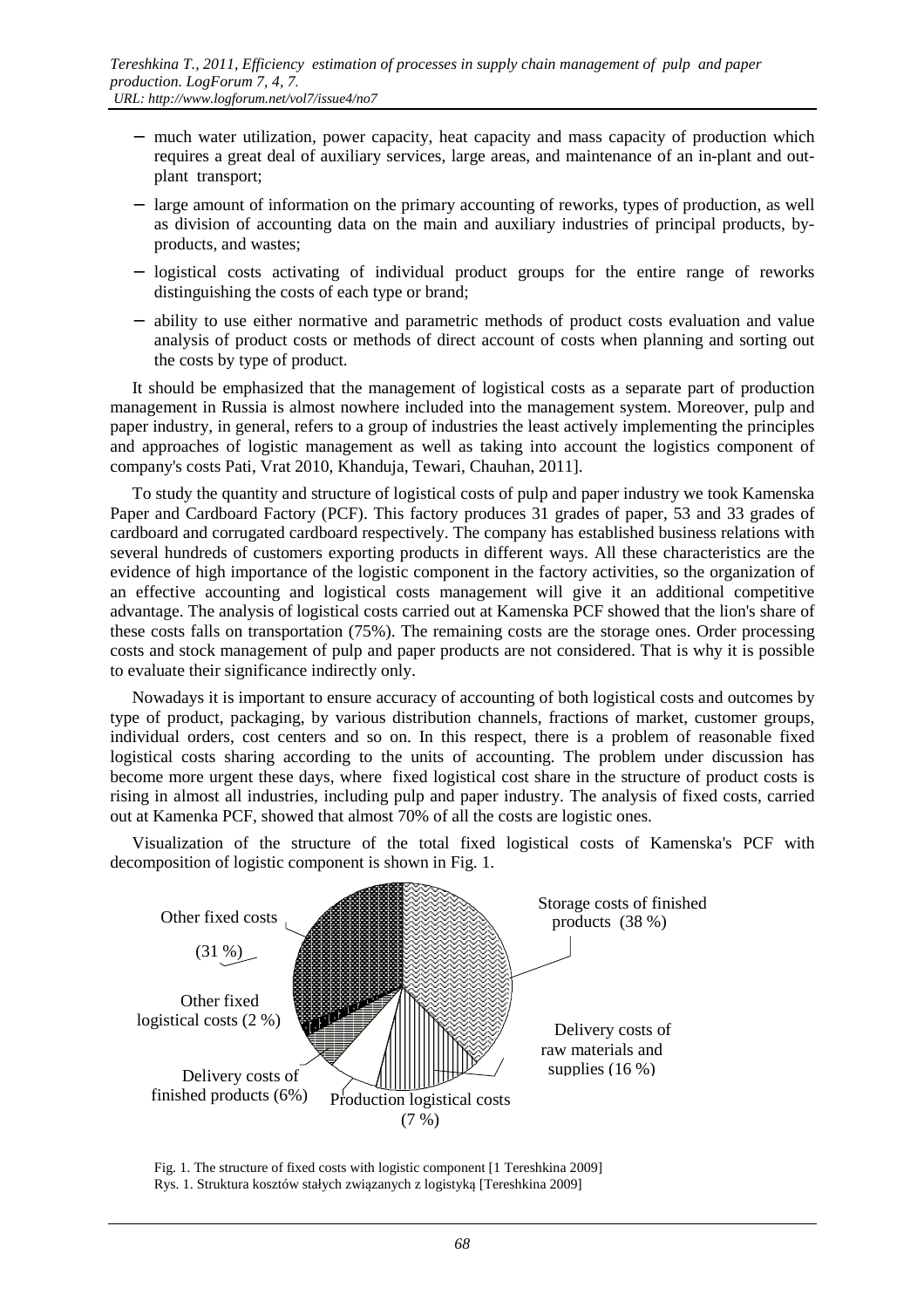- much water utilization, power capacity, heat capacity and mass capacity of production which requires a great deal of auxiliary services, large areas, and maintenance of an in-plant and out-plant transport;
- large amount of information on the primary accounting of reworks, types of production, as well as division of accounting data on the main and auxiliary industries of principal products, by-products, and wastes;
- logistical costs activating of individual product groups for the entire range of reworks distinguishing the costs of each type or brand;
- ability to use either normative and parametric methods of product costs evaluation and value analysis of product costs or methods of direct account of costs when planning and sorting out the costs by type of product.

It should be emphasized that the management of logistical costs as a separate part of production management in Russia is almost nowhere included into the management system. Moreover, pulp and paper industry, in general, refers to a group of industries the least actively implementing the principles and approaches of logistic management as well as taking into account the logistics component of company's costs Pati, Vrat 2010, Khanduja, Tewari, Chauhan, 2011].

To study the quantity and structure of logistical costs of pulp and paper industry we took Kamenska Paper and Cardboard Factory (PCF). This factory produces 31 grades of paper, 53 and 33 grades of cardboard and corrugated cardboard respectively. The company has established business relations with several hundreds of customers exporting products in different ways. All these characteristics are the evidence of high importance of the logistic component in the factory activities, so the organization of an effective accounting and logistical costs management will give it an additional competitive advantage. The analysis of logistical costs carried out at Kamenska PCF showed that the lion's share of these costs falls on transportation (75%). The remaining costs are the storage ones. Order processing costs and stock management of pulp and paper products are not considered. That is why it is possible to evaluate their significance indirectly only.

Nowadays it is important to ensure accuracy of accounting of both logistical costs and outcomes by type of product, packaging, by various distribution channels, fractions of market, customer groups, individual orders, cost centers and so on. In this respect, there is a problem of reasonable fixed logistical costs sharing according to the units of accounting. The problem under discussion has become more urgent these days, where fixed logistical cost share in the structure of product costs is rising in almost all industries, including pulp and paper industry. The analysis of fixed costs, carried out at Kamenka PCF, showed that almost 70% of all the costs are logistic ones.

Visualization of the structure of the total fixed logistical costs of Kamenska's PCF with decomposition of logistic component is shown in Fig. 1.

Other fixed costs (31 %)

Storage costs of finished products (38 %)

Other fixed logistical costs (2 %)

Delivery costs of raw materials and supplies (16 %)

Delivery costs of finished products (6%)

Production logistical costs (7 %)

Fig. 1. The structure of fixed costs with logistic component [1 Tereshkina 2009]
Rys. 1. Struktura kosztów stałych związanych z logistyką [Tereshkina 2009]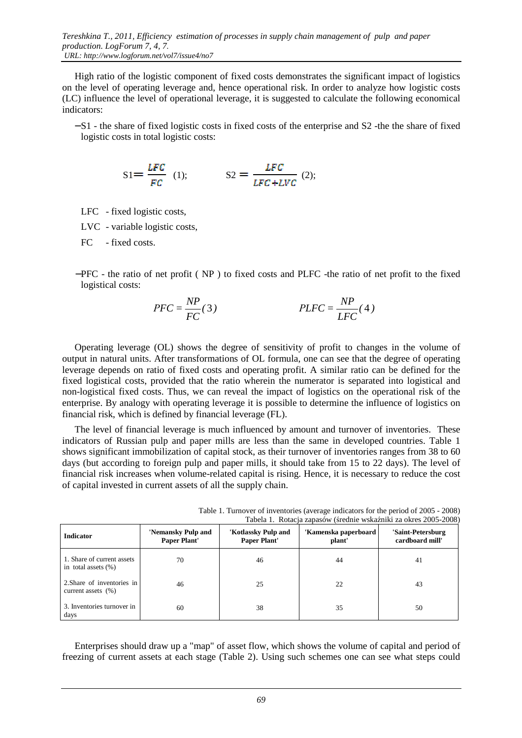High ratio of the logistic component of fixed costs demonstrates the significant impact of logistics on the level of operating leverage and, hence operational risk. In order to analyze how logistic costs (LC) influence the level of operational leverage, it is suggested to calculate the following economical indicators:

− S1 - the share of fixed logistic costs in fixed costs of the enterprise and S2 -the the share of fixed logistic costs in total logistic costs:

$$S1 = \frac{LFC}{FC} \quad (1); \qquad S2 = \frac{LFC}{LFC + LVC} \quad (2);$$

LFC - fixed logistic costs,

LVC - variable logistic costs,

FC - fixed costs.

− PFC - the ratio of net profit ( NP ) to fixed costs and PLFC -the ratio of net profit to the fixed logistical costs:

$$PFC = \frac{NP}{FC} (3) \qquad PLFC = \frac{NP}{LFC} (4)$$

Operating leverage (OL) shows the degree of sensitivity of profit to changes in the volume of output in natural units. After transformations of OL formula, one can see that the degree of operating leverage depends on ratio of fixed costs and operating profit. A similar ratio can be defined for the fixed logistical costs, provided that the ratio wherein the numerator is separated into logistical and non-logistical fixed costs. Thus, we can reveal the impact of logistics on the operational risk of the enterprise. By analogy with operating leverage it is possible to determine the influence of logistics on financial risk, which is defined by financial leverage (FL).

The level of financial leverage is much influenced by amount and turnover of inventories. These indicators of Russian pulp and paper mills are less than the same in developed countries. Table 1 shows significant immobilization of capital stock, as their turnover of inventories ranges from 38 to 60 days (but according to foreign pulp and paper mills, it should take from 15 to 22 days). The level of financial risk increases when volume-related capital is rising. Hence, it is necessary to reduce the cost of capital invested in current assets of all the supply chain.

Table 1. Turnover of inventories (average indicators for the period of 2005 - 2008)
Tabela 1. Rotacja zapasów (średnie wskaźniki za okres 2005-2008)

| Indicator | 'Nemansky Pulp and Paper Plant' | 'Kotlassky Pulp and Paper Plant' | 'Kamenska paperboard plant' | 'Saint-Petersburg cardboard mill' |
|---|---|---|---|---|
| 1. Share of current assets in total assets (%) | 70 | 46 | 44 | 41 |
| 2.Share of inventories in current assets (%) | 46 | 25 | 22 | 43 |
| 3. Inventories turnover in days | 60 | 38 | 35 | 50 |

Enterprises should draw up a "map" of asset flow, which shows the volume of capital and period of freezing of current assets at each stage (Table 2). Using such schemes one can see what steps could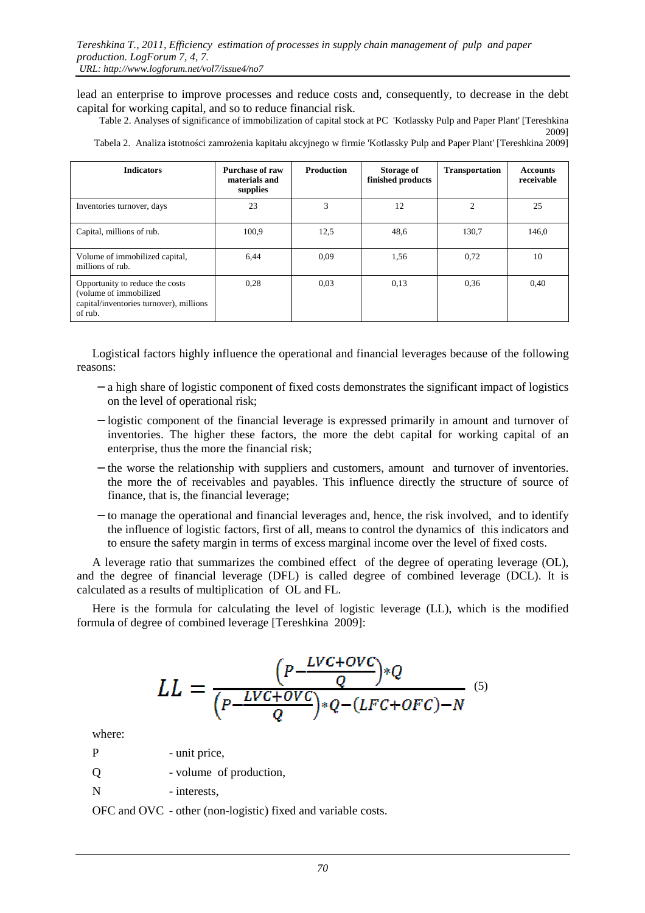lead an enterprise to improve processes and reduce costs and, consequently, to decrease in the debt capital for working capital, and so to reduce financial risk.

Table 2. Analyses of significance of immobilization of capital stock at PC 'Kotlassky Pulp and Paper Plant' [Tereshkina 2009]

Tabela 2. Analiza istotności zamrożenia kapitału akcyjnego w firmie 'Kotlassky Pulp and Paper Plant' [Tereshkina 2009]

| Indicators | Purchase of raw materials and supplies | Production | Storage of finished products | Transportation | Accounts receivable |
|---|---|---|---|---|---|
| Inventories turnover, days | 23 | 3 | 12 | 2 | 25 |
| Capital, millions of rub. | 100,9 | 12,5 | 48,6 | 130,7 | 146,0 |
| Volume of immobilized capital, millions of rub. | 6,44 | 0,09 | 1,56 | 0,72 | 10 |
| Opportunity to reduce the costs (volume of immobilized capital/inventories turnover), millions of rub. | 0,28 | 0,03 | 0,13 | 0,36 | 0,40 |

Logistical factors highly influence the operational and financial leverages because of the following reasons:

- a high share of logistic component of fixed costs demonstrates the significant impact of logistics on the level of operational risk;
- logistic component of the financial leverage is expressed primarily in amount and turnover of inventories. The higher these factors, the more the debt capital for working capital of an enterprise, thus the more the financial risk;
- the worse the relationship with suppliers and customers, amount and turnover of inventories. the more the of receivables and payables. This influence directly the structure of source of finance, that is, the financial leverage;
- to manage the operational and financial leverages and, hence, the risk involved, and to identify the influence of logistic factors, first of all, means to control the dynamics of this indicators and to ensure the safety margin in terms of excess marginal income over the level of fixed costs.

A leverage ratio that summarizes the combined effect of the degree of operating leverage (OL), and the degree of financial leverage (DFL) is called degree of combined leverage (DCL). It is calculated as a results of multiplication of OL and FL.

Here is the formula for calculating the level of logistic leverage (LL), which is the modified formula of degree of combined leverage [Tereshkina 2009]:

$$LL = \frac{\left(P - \frac{LVC+OVC}{Q}\right) * Q}{\left(P - \frac{LVC+OVC}{Q}\right) * Q - (LFC+OFC) - N} \quad (5)$$

where:

P - unit price,

Q - volume of production,

N - interests,

OFC and OVC - other (non-logistic) fixed and variable costs.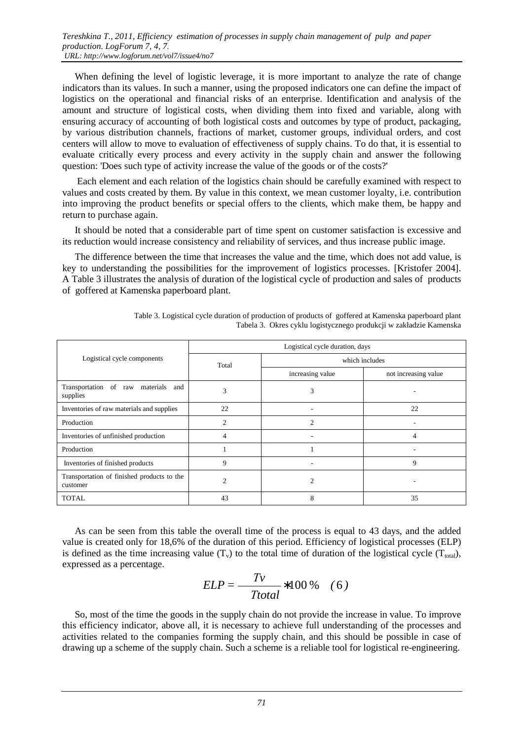When defining the level of logistic leverage, it is more important to analyze the rate of change indicators than its values. In such a manner, using the proposed indicators one can define the impact of logistics on the operational and financial risks of an enterprise. Identification and analysis of the amount and structure of logistical costs, when dividing them into fixed and variable, along with ensuring accuracy of accounting of both logistical costs and outcomes by type of product, packaging, by various distribution channels, fractions of market, customer groups, individual orders, and cost centers will allow to move to evaluation of effectiveness of supply chains. To do that, it is essential to evaluate critically every process and every activity in the supply chain and answer the following question: 'Does such type of activity increase the value of the goods or of the costs?'

Each element and each relation of the logistics chain should be carefully examined with respect to values and costs created by them. By value in this context, we mean customer loyalty, i.e. contribution into improving the product benefits or special offers to the clients, which make them, be happy and return to purchase again.

It should be noted that a considerable part of time spent on customer satisfaction is excessive and its reduction would increase consistency and reliability of services, and thus increase public image.

The difference between the time that increases the value and the time, which does not add value, is key to understanding the possibilities for the improvement of logistics processes. [Kristofer 2004]. A Table 3 illustrates the analysis of duration of the logistical cycle of production and sales of products of goffered at Kamenska paperboard plant.

Table 3. Logistical cycle duration of production of products of goffered at Kamenska paperboard plant
Tabela 3. Okres cyklu logistycznego produkcji w zakładzie Kamenska

| Logistical cycle components | Logistical cycle duration, days | | |
|---|---|---|---|
| | Total | which includes | |
| | | increasing value | not increasing value |
| Transportation of raw materials and supplies | 3 | 3 | - |
| Inventories of raw materials and supplies | 22 | - | 22 |
| Production | 2 | 2 | - |
| Inventories of unfinished production | 4 | - | 4 |
| Production | 1 | 1 | - |
| Inventories of finished products | 9 | - | 9 |
| Transportation of finished products to the customer | 2 | 2 | - |
| TOTAL | 43 | 8 | 35 |

As can be seen from this table the overall time of the process is equal to 43 days, and the added value is created only for 18,6% of the duration of this period. Efficiency of logistical processes (ELP) is defined as the time increasing value ($T_v$) to the total time of duration of the logistical cycle ($T_{total}$), expressed as a percentage.

$$ELP = \frac{Tv}{Ttotal} * 100\% \quad (6)$$

So, most of the time the goods in the supply chain do not provide the increase in value. To improve this efficiency indicator, above all, it is necessary to achieve full understanding of the processes and activities related to the companies forming the supply chain, and this should be possible in case of drawing up a scheme of the supply chain. Such a scheme is a reliable tool for logistical re-engineering.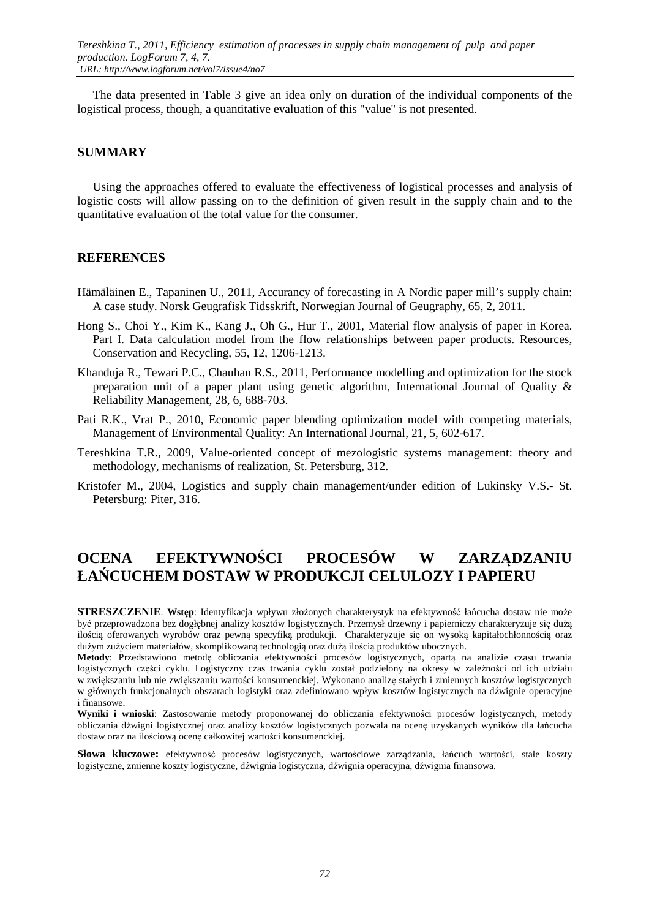The data presented in Table 3 give an idea only on duration of the individual components of the logistical process, though, a quantitative evaluation of this "value" is not presented.

## SUMMARY

Using the approaches offered to evaluate the effectiveness of logistical processes and analysis of logistic costs will allow passing on to the definition of given result in the supply chain and to the quantitative evaluation of the total value for the consumer.

## REFERENCES

Hämäläinen E., Tapaninen U., 2011, Accurancy of forecasting in A Nordic paper mill's supply chain: A case study. Norsk Geugrafisk Tidsskrift, Norwegian Journal of Geugraphy, 65, 2, 2011.

Hong S., Choi Y., Kim K., Kang J., Oh G., Hur T., 2001, Material flow analysis of paper in Korea. Part I. Data calculation model from the flow relationships between paper products. Resources, Conservation and Recycling, 55, 12, 1206-1213.

Khanduja R., Tewari P.C., Chauhan R.S., 2011, Performance modelling and optimization for the stock preparation unit of a paper plant using genetic algorithm, International Journal of Quality & Reliability Management, 28, 6, 688-703.

Pati R.K., Vrat P., 2010, Economic paper blending optimization model with competing materials, Management of Environmental Quality: An International Journal, 21, 5, 602-617.

Tereshkina T.R., 2009, Value-oriented concept of mezologistic systems management: theory and methodology, mechanisms of realization, St. Petersburg, 312.

Kristofer M., 2004, Logistics and supply chain management/under edition of Lukinsky V.S.- St. Petersburg: Piter, 316.

# OCENA EFEKTYWNOŚCI PROCESÓW W ZARZĄDZANIU ŁAŃCUCHEM DOSTAW W PRODUKCJI CELULOZY I PAPIERU

**STRESZCZENIE**. **Wstęp**: Identyfikacja wpływu złożonych charakterystyk na efektywność łańcucha dostaw nie może być przeprowadzona bez dogłębnej analizy kosztów logistycznych. Przemysł drzewny i papierniczy charakteryzuje się dużą ilością oferowanych wyrobów oraz pewną specyfiką produkcji. Charakteryzuje się on wysoką kapitałochłonnością oraz dużym zużyciem materiałów, skomplikowaną technologią oraz dużą ilością produktów ubocznych.

**Metody**: Przedstawiono metodę obliczania efektywności procesów logistycznych, opartą na analizie czasu trwania logistycznych części cyklu. Logistyczny czas trwania cyklu został podzielony na okresy w zależności od ich udziału w zwiększaniu lub nie zwiększaniu wartości konsumenckiej. Wykonano analizę stałych i zmiennych kosztów logistycznych w głównych funkcjonalnych obszarach logistyki oraz zdefiniowano wpływ kosztów logistycznych na dźwignie operacyjne i finansowe.

**Wyniki i wnioski**: Zastosowanie metody proponowanej do obliczania efektywności procesów logistycznych, metody obliczania dźwigni logistycznej oraz analizy kosztów logistycznych pozwala na ocenę uzyskanych wyników dla łańcucha dostaw oraz na ilościową ocenę całkowitej wartości konsumenckiej.

**Słowa kluczowe:** efektywność procesów logistycznych, wartościowe zarządzania, łańcuch wartości, stałe koszty logistyczne, zmienne koszty logistyczne, dźwignia logistyczna, dźwignia operacyjna, dźwignia finansowa.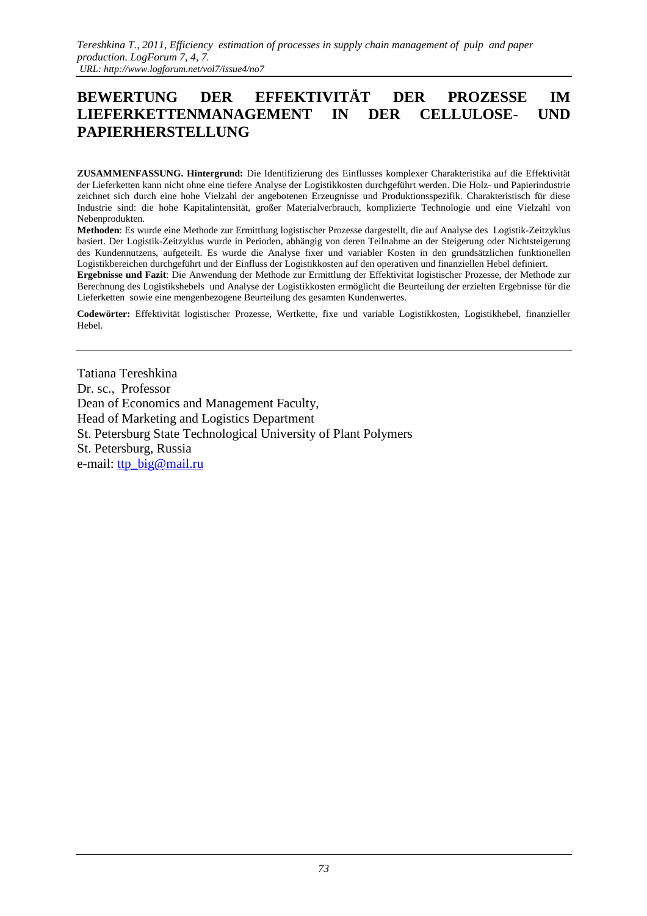# BEWERTUNG DER EFFEKTIVITÄT DER PROZESSE IM LIEFERKETTENMANAGEMENT IN DER CELLULOSE- UND PAPIERHERSTELLUNG

**ZUSAMMENFASSUNG. Hintergrund:** Die Identifizierung des Einflusses komplexer Charakteristika auf die Effektivität der Lieferketten kann nicht ohne eine tiefere Analyse der Logistikkosten durchgeführt werden. Die Holz- und Papierindustrie zeichnet sich durch eine hohe Vielzahl der angebotenen Erzeugnisse und Produktionsspezifik. Charakteristisch für diese Industrie sind: die hohe Kapitalintensität, großer Materialverbrauch, komplizierte Technologie und eine Vielzahl von Nebenprodukten.

**Methoden**: Es wurde eine Methode zur Ermittlung logistischer Prozesse dargestellt, die auf Analyse des Logistik-Zeitzyklus basiert. Der Logistik-Zeitzyklus wurde in Perioden, abhängig von deren Teilnahme an der Steigerung oder Nichtsteigerung des Kundennutzens, aufgeteilt. Es wurde die Analyse fixer und variabler Kosten in den grundsätzlichen funktionellen Logistikbereichen durchgeführt und der Einfluss der Logistikkosten auf den operativen und finanziellen Hebel definiert.

**Ergebnisse und Fazit**: Die Anwendung der Methode zur Ermittlung der Effektivität logistischer Prozesse, der Methode zur Berechnung des Logistikshebels und Analyse der Logistikkosten ermöglicht die Beurteilung der erzielten Ergebnisse für die Lieferketten sowie eine mengenbezogene Beurteilung des gesamten Kundenwertes.

**Codewörter:** Effektivität logistischer Prozesse, Wertkette, fixe und variable Logistikkosten, Logistikhebel, finanzieller Hebel.

---

Tatiana Tereshkina
Dr. sc., Professor
Dean of Economics and Management Faculty,
Head of Marketing and Logistics Department
St. Petersburg State Technological University of Plant Polymers
St. Petersburg, Russia
e-mail: ttp_big@mail.ru